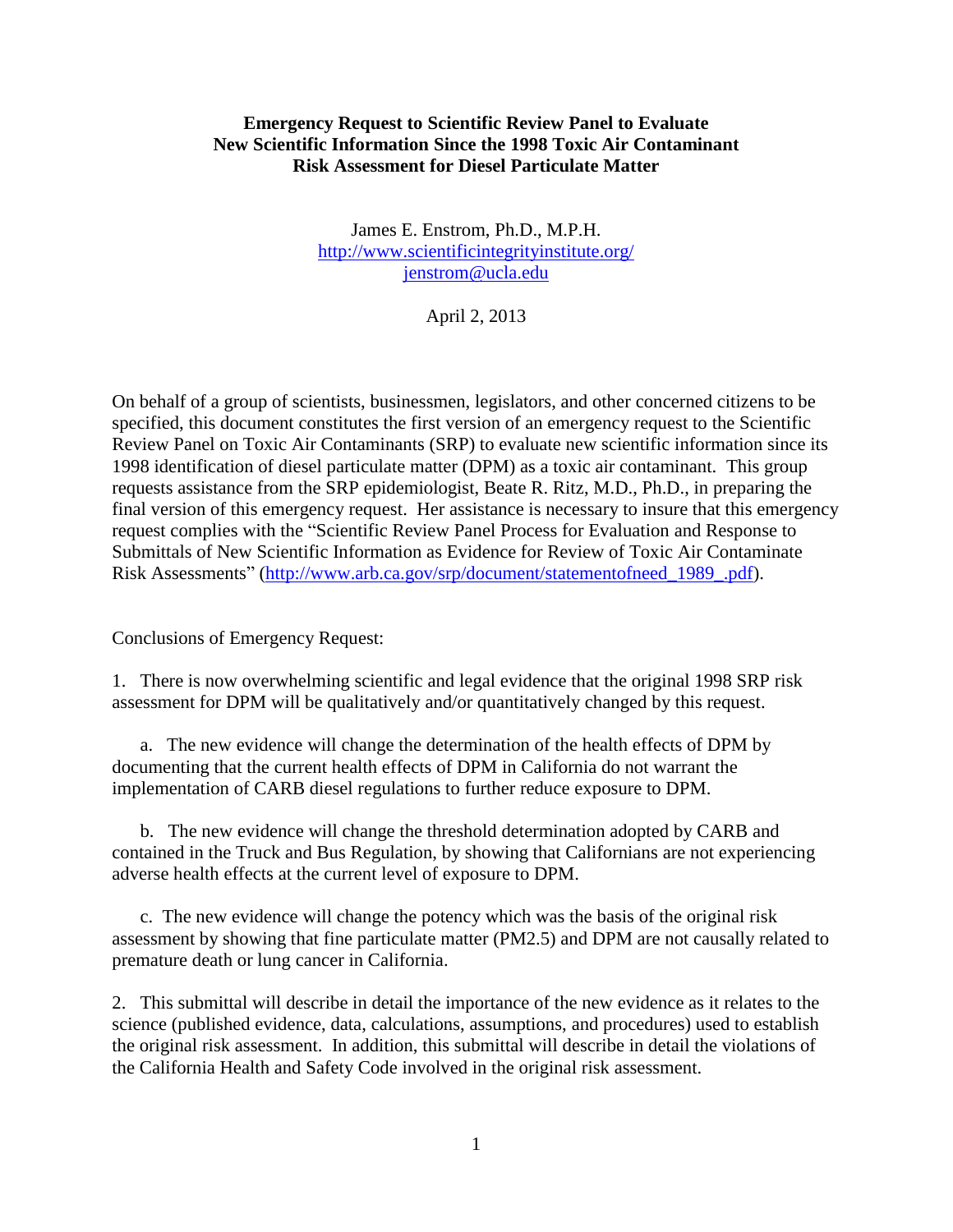**Emergency Request to Scientific Review Panel to Evaluate New Scientific Information Since the 1998 Toxic Air Contaminant Risk Assessment for Diesel Particulate Matter**

James E. Enstrom, Ph.D., M.P.H.
http://www.scientificintegrityinstitute.org/
jenstrom@ucla.edu

April 2, 2013

On behalf of a group of scientists, businessmen, legislators, and other concerned citizens to be specified, this document constitutes the first version of an emergency request to the Scientific Review Panel on Toxic Air Contaminants (SRP) to evaluate new scientific information since its 1998 identification of diesel particulate matter (DPM) as a toxic air contaminant. This group requests assistance from the SRP epidemiologist, Beate R. Ritz, M.D., Ph.D., in preparing the final version of this emergency request. Her assistance is necessary to insure that this emergency request complies with the "Scientific Review Panel Process for Evaluation and Response to Submittals of New Scientific Information as Evidence for Review of Toxic Air Contaminate Risk Assessments" (http://www.arb.ca.gov/srp/document/statementofneed_1989_.pdf).

Conclusions of Emergency Request:

1. There is now overwhelming scientific and legal evidence that the original 1998 SRP risk assessment for DPM will be qualitatively and/or quantitatively changed by this request.

   a. The new evidence will change the determination of the health effects of DPM by documenting that the current health effects of DPM in California do not warrant the implementation of CARB diesel regulations to further reduce exposure to DPM.

   b. The new evidence will change the threshold determination adopted by CARB and contained in the Truck and Bus Regulation, by showing that Californians are not experiencing adverse health effects at the current level of exposure to DPM.

   c. The new evidence will change the potency which was the basis of the original risk assessment by showing that fine particulate matter (PM2.5) and DPM are not causally related to premature death or lung cancer in California.

2. This submittal will describe in detail the importance of the new evidence as it relates to the science (published evidence, data, calculations, assumptions, and procedures) used to establish the original risk assessment. In addition, this submittal will describe in detail the violations of the California Health and Safety Code involved in the original risk assessment.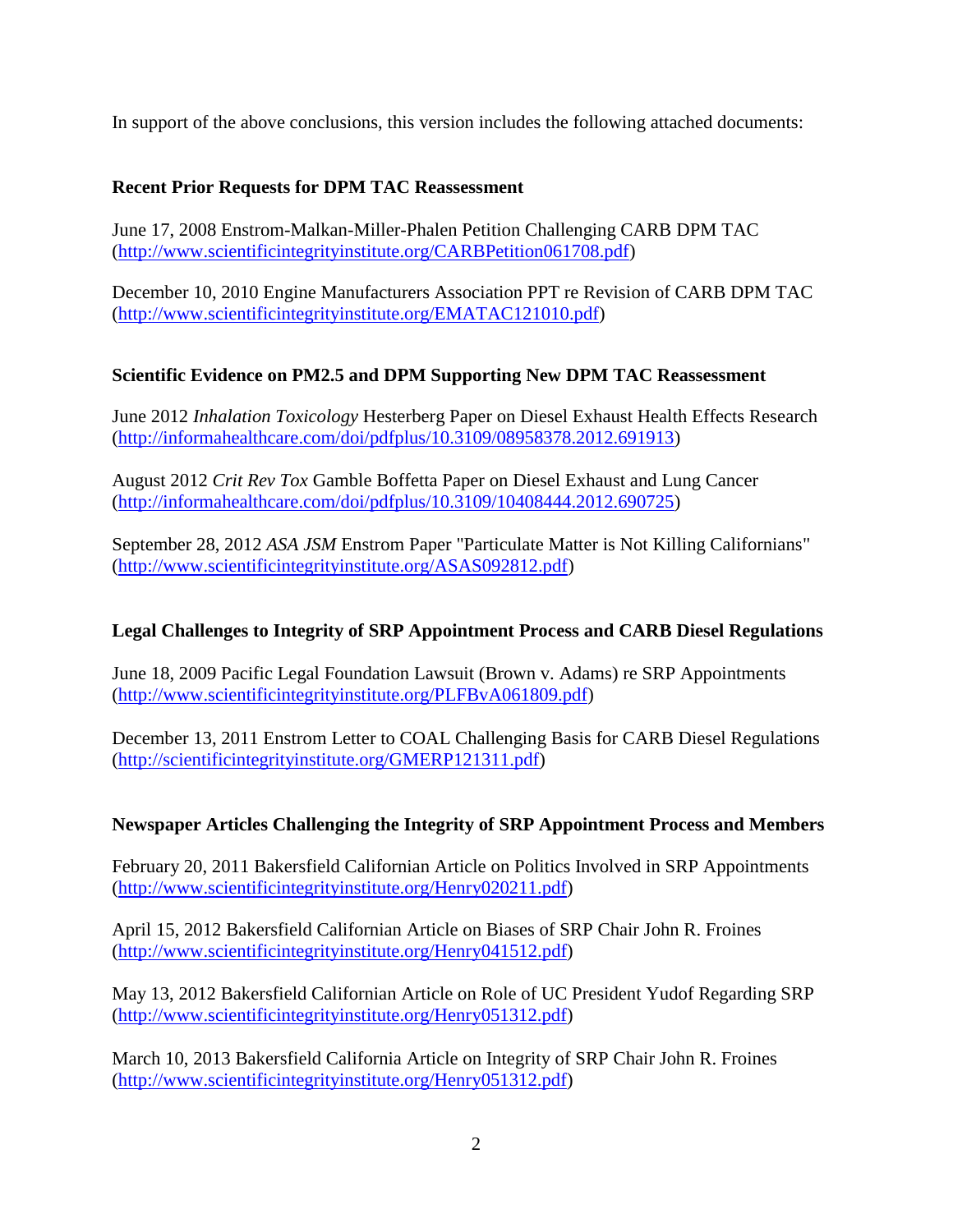In support of the above conclusions, this version includes the following attached documents:

**Recent Prior Requests for DPM TAC Reassessment**

June 17, 2008 Enstrom-Malkan-Miller-Phalen Petition Challenging CARB DPM TAC (http://www.scientificintegrityinstitute.org/CARBPetition061708.pdf)

December 10, 2010 Engine Manufacturers Association PPT re Revision of CARB DPM TAC (http://www.scientificintegrityinstitute.org/EMATAC121010.pdf)

**Scientific Evidence on PM2.5 and DPM Supporting New DPM TAC Reassessment**

June 2012 *Inhalation Toxicology* Hesterberg Paper on Diesel Exhaust Health Effects Research (http://informahealthcare.com/doi/pdfplus/10.3109/08958378.2012.691913)

August 2012 *Crit Rev Tox* Gamble Boffetta Paper on Diesel Exhaust and Lung Cancer (http://informahealthcare.com/doi/pdfplus/10.3109/10408444.2012.690725)

September 28, 2012 *ASA JSM* Enstrom Paper "Particulate Matter is Not Killing Californians" (http://www.scientificintegrityinstitute.org/ASAS092812.pdf)

**Legal Challenges to Integrity of SRP Appointment Process and CARB Diesel Regulations**

June 18, 2009 Pacific Legal Foundation Lawsuit (Brown v. Adams) re SRP Appointments (http://www.scientificintegrityinstitute.org/PLFBvA061809.pdf)

December 13, 2011 Enstrom Letter to COAL Challenging Basis for CARB Diesel Regulations (http://scientificintegrityinstitute.org/GMERP121311.pdf)

**Newspaper Articles Challenging the Integrity of SRP Appointment Process and Members**

February 20, 2011 Bakersfield Californian Article on Politics Involved in SRP Appointments (http://www.scientificintegrityinstitute.org/Henry020211.pdf)

April 15, 2012 Bakersfield Californian Article on Biases of SRP Chair John R. Froines (http://www.scientificintegrityinstitute.org/Henry041512.pdf)

May 13, 2012 Bakersfield Californian Article on Role of UC President Yudof Regarding SRP (http://www.scientificintegrityinstitute.org/Henry051312.pdf)

March 10, 2013 Bakersfield California Article on Integrity of SRP Chair John R. Froines (http://www.scientificintegrityinstitute.org/Henry051312.pdf)